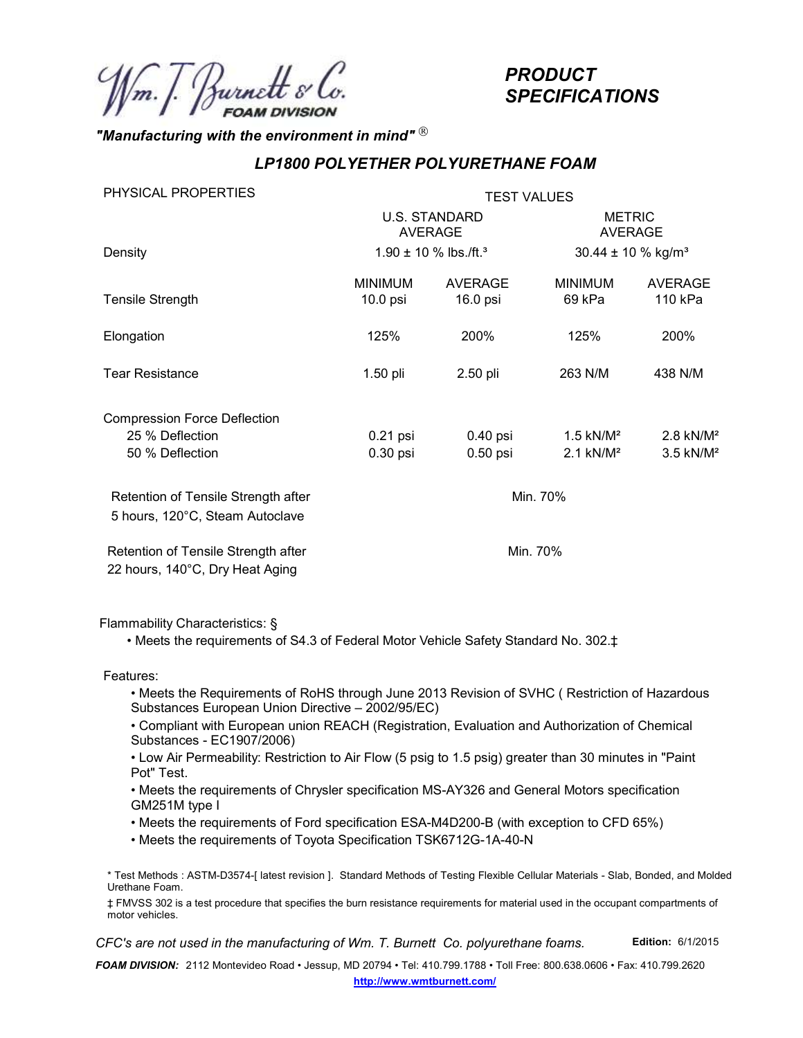Wm. T. Burnett & Co.
FOAM DIVISION

# PRODUCT SPECIFICATIONS

***"Manufacturing with the environment in mind"*** ®

## *LP1800 POLYETHER POLYURETHANE FOAM*

| PHYSICAL PROPERTIES | TEST VALUES | | | |
|---|---|---|---|---|
| | U.S. STANDARD AVERAGE | | METRIC AVERAGE | |
| Density | 1.90 ± 10 % lbs./ft.³ | | 30.44 ± 10 % kg/m³ | |
| | MINIMUM | AVERAGE | MINIMUM | AVERAGE |
| Tensile Strength | 10.0 psi | 16.0 psi | 69 kPa | 110 kPa |
| Elongation | 125% | 200% | 125% | 200% |
| Tear Resistance | 1.50 pli | 2.50 pli | 263 N/M | 438 N/M |
| Compression Force Deflection | | | | |
| 25 % Deflection | 0.21 psi | 0.40 psi | 1.5 kN/M² | 2.8 kN/M² |
| 50 % Deflection | 0.30 psi | 0.50 psi | 2.1 kN/M² | 3.5 kN/M² |
| Retention of Tensile Strength after 5 hours, 120°C, Steam Autoclave | Min. 70% | | | |
| Retention of Tensile Strength after 22 hours, 140°C, Dry Heat Aging | Min. 70% | | | |

Flammability Characteristics: §

- Meets the requirements of S4.3 of Federal Motor Vehicle Safety Standard No. 302.‡

Features:

- Meets the Requirements of RoHS through June 2013 Revision of SVHC ( Restriction of Hazardous Substances European Union Directive – 2002/95/EC)
- Compliant with European union REACH (Registration, Evaluation and Authorization of Chemical Substances - EC1907/2006)
- Low Air Permeability: Restriction to Air Flow (5 psig to 1.5 psig) greater than 30 minutes in "Paint Pot" Test.
- Meets the requirements of Chrysler specification MS-AY326 and General Motors specification GM251M type I
- Meets the requirements of Ford specification ESA-M4D200-B (with exception to CFD 65%)
- Meets the requirements of Toyota Specification TSK6712G-1A-40-N

\* Test Methods : ASTM-D3574-[ latest revision ]. Standard Methods of Testing Flexible Cellular Materials - Slab, Bonded, and Molded Urethane Foam.

‡ FMVSS 302 is a test procedure that specifies the burn resistance requirements for material used in the occupant compartments of motor vehicles.

*CFC's are not used in the manufacturing of Wm. T. Burnett Co. polyurethane foams.* **Edition:** 6/1/2015

***FOAM DIVISION:*** 2112 Montevideo Road • Jessup, MD 20794 • Tel: 410.799.1788 • Toll Free: 800.638.0606 • Fax: 410.799.2620

http://www.wmtburnett.com/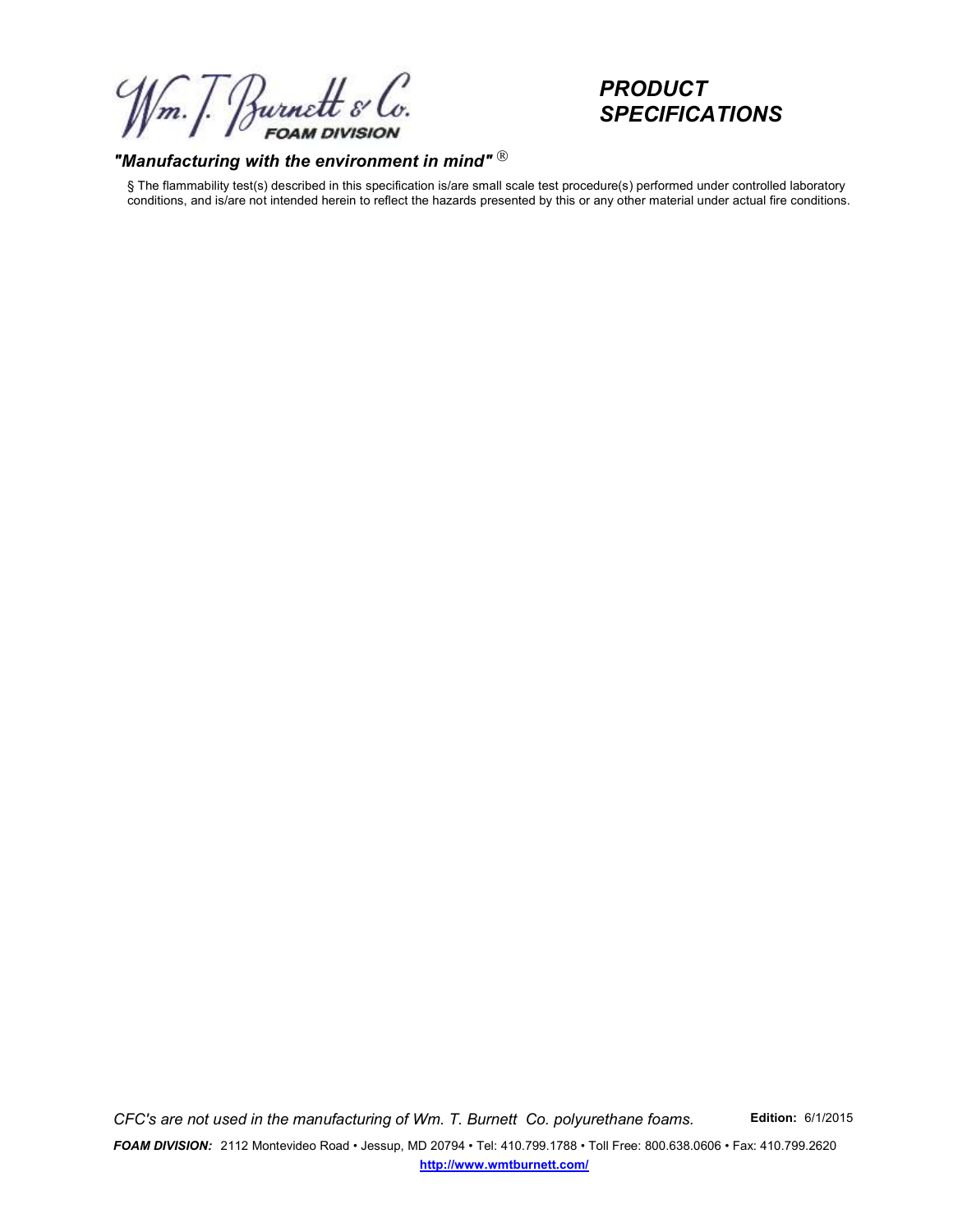# PRODUCT SPECIFICATIONS

***"Manufacturing with the environment in mind"*** ®

§ The flammability test(s) described in this specification is/are small scale test procedure(s) performed under controlled laboratory conditions, and is/are not intended herein to reflect the hazards presented by this or any other material under actual fire conditions.

*CFC's are not used in the manufacturing of Wm. T. Burnett Co. polyurethane foams.* **Edition:** 6/1/2015

***FOAM DIVISION:*** 2112 Montevideo Road • Jessup, MD 20794 • Tel: 410.799.1788 • Toll Free: 800.638.0606 • Fax: 410.799.2620

http://www.wmtburnett.com/